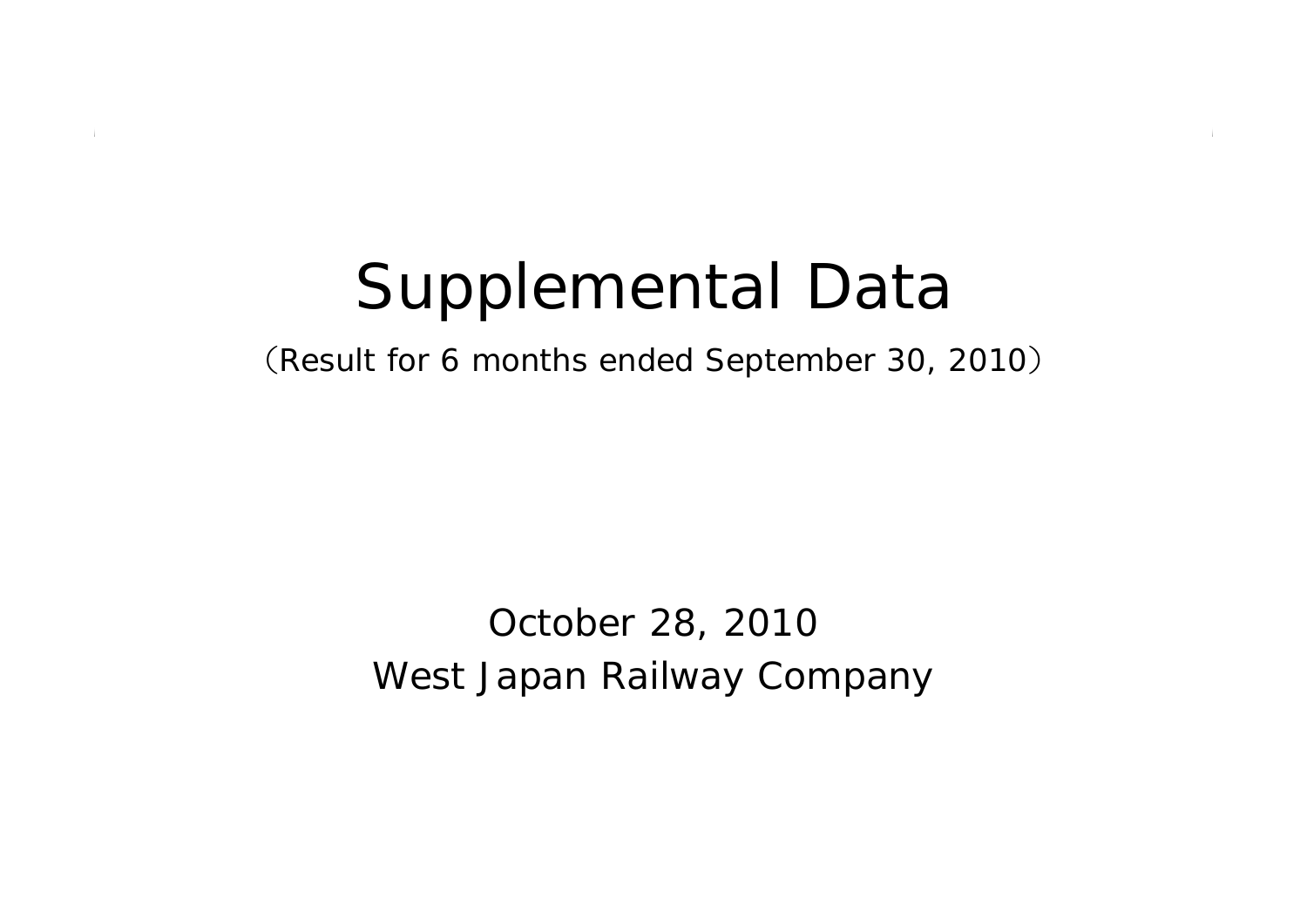# Supplemental Data

（Result for 6 months ended September 30, 2010）

October 28, 2010

West Japan Railway Company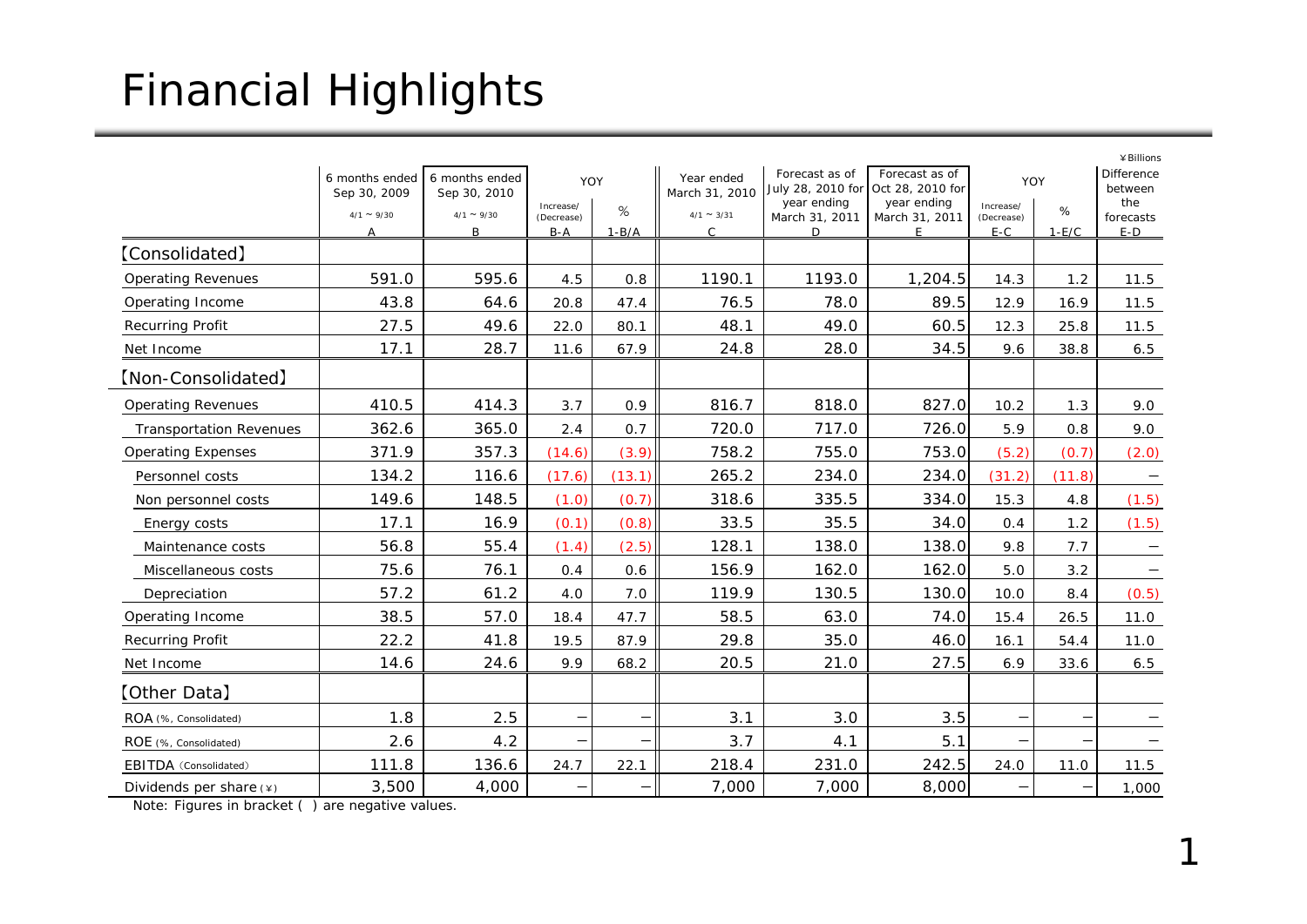# Financial Highlights

¥Billions

| | 6 months ended Sep 30, 2009 | 6 months ended Sep 30, 2010 | YOY | | Year ended March 31, 2010 | Forecast as of July 28, 2010 for year ending March 31, 2011 | Forecast as of Oct 28, 2010 for year ending March 31, 2011 | YOY | | Difference between the forecasts |
|---|---|---|---|---|---|---|---|---|---|---|
| | 4/1 ~ 9/30 | 4/1 ~ 9/30 | Increase/ (Decrease) | % | 4/1 ~ 3/31 | | | Increase/ (Decrease) | % | |
| | A | B | B-A | 1-B/A | C | D | E | E-C | 1-E/C | E-D |
| 【Consolidated】 | | | | | | | | | | |
| Operating Revenues | 591.0 | 595.6 | 4.5 | 0.8 | 1190.1 | 1193.0 | 1,204.5 | 14.3 | 1.2 | 11.5 |
| Operating Income | 43.8 | 64.6 | 20.8 | 47.4 | 76.5 | 78.0 | 89.5 | 12.9 | 16.9 | 11.5 |
| Recurring Profit | 27.5 | 49.6 | 22.0 | 80.1 | 48.1 | 49.0 | 60.5 | 12.3 | 25.8 | 11.5 |
| Net Income | 17.1 | 28.7 | 11.6 | 67.9 | 24.8 | 28.0 | 34.5 | 9.6 | 38.8 | 6.5 |
| 【Non-Consolidated】 | | | | | | | | | | |
| Operating Revenues | 410.5 | 414.3 | 3.7 | 0.9 | 816.7 | 818.0 | 827.0 | 10.2 | 1.3 | 9.0 |
| Transportation Revenues | 362.6 | 365.0 | 2.4 | 0.7 | 720.0 | 717.0 | 726.0 | 5.9 | 0.8 | 9.0 |
| Operating Expenses | 371.9 | 357.3 | (14.6) | (3.9) | 758.2 | 755.0 | 753.0 | (5.2) | (0.7) | (2.0) |
| Personnel costs | 134.2 | 116.6 | (17.6) | (13.1) | 265.2 | 234.0 | 234.0 | (31.2) | (11.8) | − |
| Non personnel costs | 149.6 | 148.5 | (1.0) | (0.7) | 318.6 | 335.5 | 334.0 | 15.3 | 4.8 | (1.5) |
| Energy costs | 17.1 | 16.9 | (0.1) | (0.8) | 33.5 | 35.5 | 34.0 | 0.4 | 1.2 | (1.5) |
| Maintenance costs | 56.8 | 55.4 | (1.4) | (2.5) | 128.1 | 138.0 | 138.0 | 9.8 | 7.7 | − |
| Miscellaneous costs | 75.6 | 76.1 | 0.4 | 0.6 | 156.9 | 162.0 | 162.0 | 5.0 | 3.2 | − |
| Depreciation | 57.2 | 61.2 | 4.0 | 7.0 | 119.9 | 130.5 | 130.0 | 10.0 | 8.4 | (0.5) |
| Operating Income | 38.5 | 57.0 | 18.4 | 47.7 | 58.5 | 63.0 | 74.0 | 15.4 | 26.5 | 11.0 |
| Recurring Profit | 22.2 | 41.8 | 19.5 | 87.9 | 29.8 | 35.0 | 46.0 | 16.1 | 54.4 | 11.0 |
| Net Income | 14.6 | 24.6 | 9.9 | 68.2 | 20.5 | 21.0 | 27.5 | 6.9 | 33.6 | 6.5 |
| 【Other Data】 | | | | | | | | | | |
| ROA (%, Consolidated) | 1.8 | 2.5 | − | − | 3.1 | 3.0 | 3.5 | − | − | − |
| ROE (%, Consolidated) | 2.6 | 4.2 | − | − | 3.7 | 4.1 | 5.1 | − | − | − |
| EBITDA (Consolidated) | 111.8 | 136.6 | 24.7 | 22.1 | 218.4 | 231.0 | 242.5 | 24.0 | 11.0 | 11.5 |
| Dividends per share (¥) | 3,500 | 4,000 | − | − | 7,000 | 7,000 | 8,000 | − | − | 1,000 |

Note: Figures in bracket ( ) are negative values.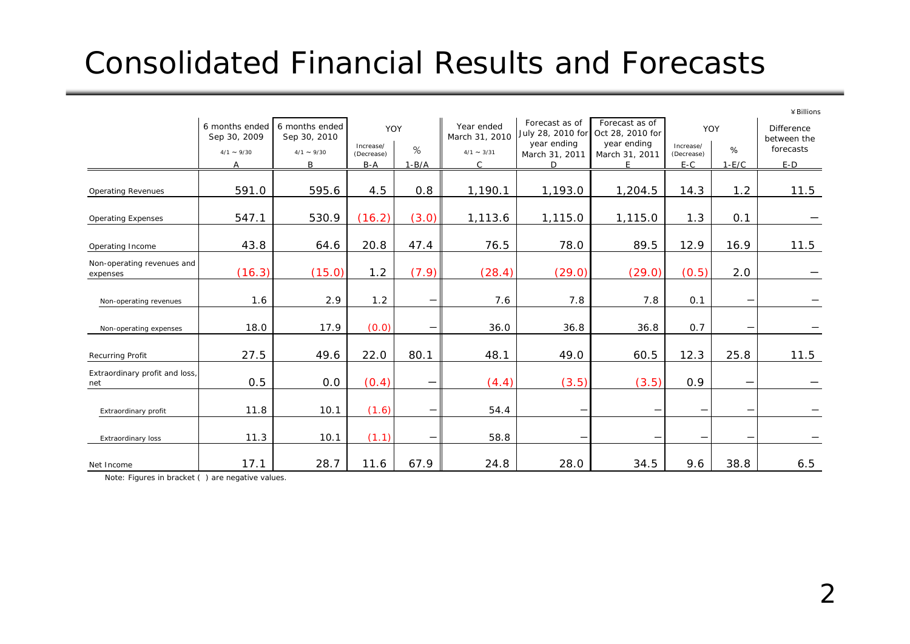# Consolidated Financial Results and Forecasts

¥Billions

| | 6 months ended Sep 30, 2009 | 6 months ended Sep 30, 2010 | YOY | | Year ended March 31, 2010 | Forecast as of July 28, 2010 for year ending March 31, 2011 | Forecast as of Oct 28, 2010 for year ending March 31, 2011 | YOY | | Difference between the forecasts |
|---|---|---|---|---|---|---|---|---|---|---|
| | 4/1 ～ 9/30 | 4/1 ～ 9/30 | Increase/ (Decrease) | % | 4/1 ～ 3/31 | | | Increase/ (Decrease) | % | |
| | A | B | B-A | 1-B/A | C | D | E | E-C | 1-E/C | E-D |
| Operating Revenues | 591.0 | 595.6 | 4.5 | 0.8 | 1,190.1 | 1,193.0 | 1,204.5 | 14.3 | 1.2 | 11.5 |
| Operating Expenses | 547.1 | 530.9 | (16.2) | (3.0) | 1,113.6 | 1,115.0 | 1,115.0 | 1.3 | 0.1 | － |
| Operating Income | 43.8 | 64.6 | 20.8 | 47.4 | 76.5 | 78.0 | 89.5 | 12.9 | 16.9 | 11.5 |
| Non-operating revenues and expenses | (16.3) | (15.0) | 1.2 | (7.9) | (28.4) | (29.0) | (29.0) | (0.5) | 2.0 | － |
| Non-operating revenues | 1.6 | 2.9 | 1.2 | － | 7.6 | 7.8 | 7.8 | 0.1 | － | － |
| Non-operating expenses | 18.0 | 17.9 | (0.0) | － | 36.0 | 36.8 | 36.8 | 0.7 | － | － |
| Recurring Profit | 27.5 | 49.6 | 22.0 | 80.1 | 48.1 | 49.0 | 60.5 | 12.3 | 25.8 | 11.5 |
| Extraordinary profit and loss, net | 0.5 | 0.0 | (0.4) | － | (4.4) | (3.5) | (3.5) | 0.9 | － | － |
| Extraordinary profit | 11.8 | 10.1 | (1.6) | － | 54.4 | － | － | － | － | － |
| Extraordinary loss | 11.3 | 10.1 | (1.1) | － | 58.8 | － | － | － | － | － |
| Net Income | 17.1 | 28.7 | 11.6 | 67.9 | 24.8 | 28.0 | 34.5 | 9.6 | 38.8 | 6.5 |

Note: Figures in bracket ( ) are negative values.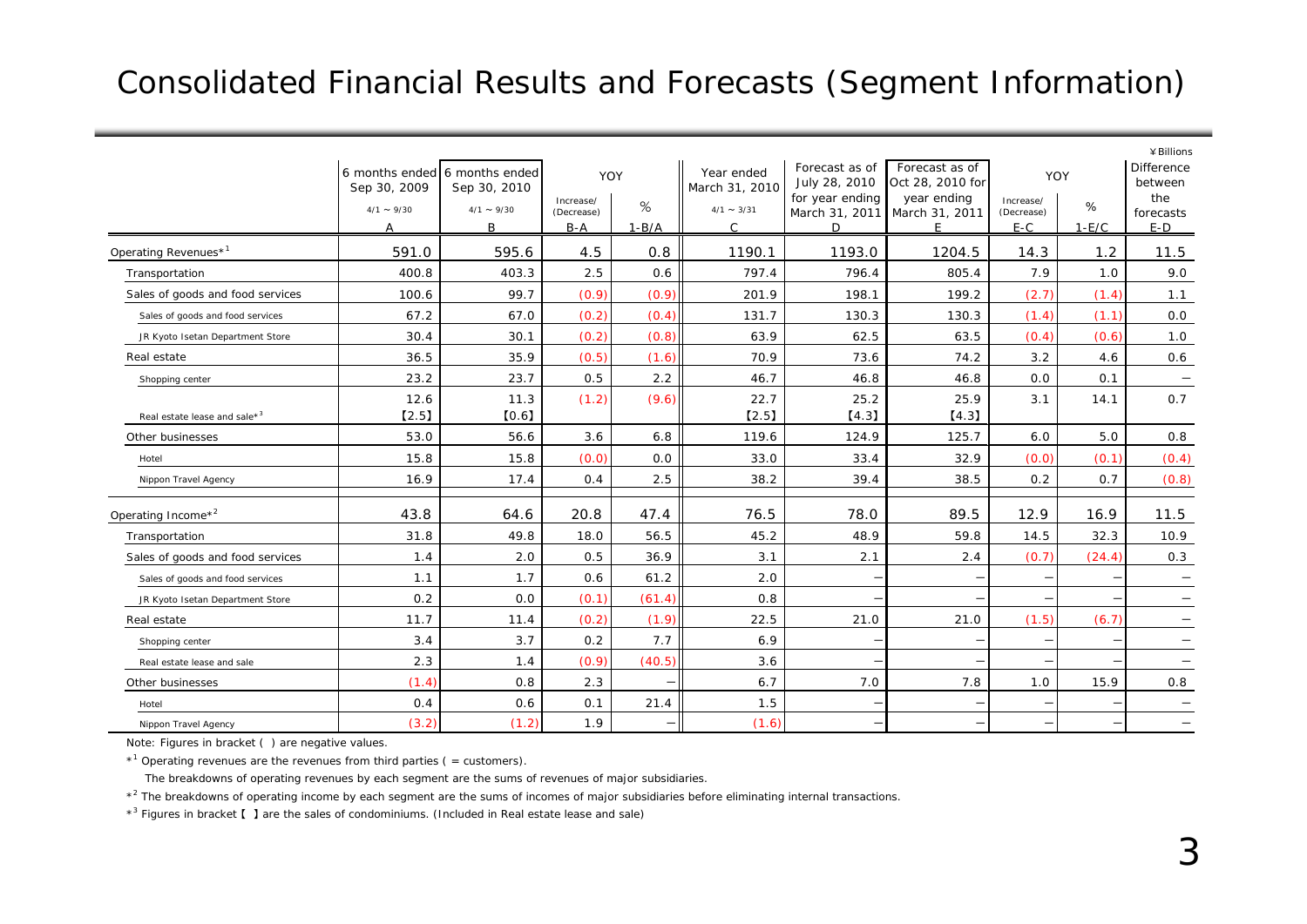# Consolidated Financial Results and Forecasts (Segment Information)

¥Billions

| | 6 months ended Sep 30, 2009 4/1 ~ 9/30 A | 6 months ended Sep 30, 2010 4/1 ~ 9/30 B | YOY Increase/ (Decrease) B-A | YOY % 1-B/A | Year ended March 31, 2010 4/1 ~ 3/31 C | Forecast as of July 28, 2010 for year ending March 31, 2011 D | Forecast as of Oct 28, 2010 for year ending March 31, 2011 E | YOY Increase/ (Decrease) E-C | YOY % 1-E/C | Difference between the forecasts E-D |
|---|---|---|---|---|---|---|---|---|---|---|
| Operating Revenues*[1] | 591.0 | 595.6 | 4.5 | 0.8 | 1190.1 | 1193.0 | 1204.5 | 14.3 | 1.2 | 11.5 |
| Transportation | 400.8 | 403.3 | 2.5 | 0.6 | 797.4 | 796.4 | 805.4 | 7.9 | 1.0 | 9.0 |
| Sales of goods and food services | 100.6 | 99.7 | (0.9) | (0.9) | 201.9 | 198.1 | 199.2 | (2.7) | (1.4) | 1.1 |
| Sales of goods and food services | 67.2 | 67.0 | (0.2) | (0.4) | 131.7 | 130.3 | 130.3 | (1.4) | (1.1) | 0.0 |
| JR Kyoto Isetan Department Store | 30.4 | 30.1 | (0.2) | (0.8) | 63.9 | 62.5 | 63.5 | (0.4) | (0.6) | 1.0 |
| Real estate | 36.5 | 35.9 | (0.5) | (1.6) | 70.9 | 73.6 | 74.2 | 3.2 | 4.6 | 0.6 |
| Shopping center | 23.2 | 23.7 | 0.5 | 2.2 | 46.7 | 46.8 | 46.8 | 0.0 | 0.1 | － |
| Real estate lease and sale*[3] | 12.6 【2.5】 | 11.3 【0.6】 | (1.2) | (9.6) | 22.7 【2.5】 | 25.2 【4.3】 | 25.9 【4.3】 | 3.1 | 14.1 | 0.7 |
| Other businesses | 53.0 | 56.6 | 3.6 | 6.8 | 119.6 | 124.9 | 125.7 | 6.0 | 5.0 | 0.8 |
| Hotel | 15.8 | 15.8 | (0.0) | 0.0 | 33.0 | 33.4 | 32.9 | (0.0) | (0.1) | (0.4) |
| Nippon Travel Agency | 16.9 | 17.4 | 0.4 | 2.5 | 38.2 | 39.4 | 38.5 | 0.2 | 0.7 | (0.8) |
| Operating Income*[2] | 43.8 | 64.6 | 20.8 | 47.4 | 76.5 | 78.0 | 89.5 | 12.9 | 16.9 | 11.5 |
| Transportation | 31.8 | 49.8 | 18.0 | 56.5 | 45.2 | 48.9 | 59.8 | 14.5 | 32.3 | 10.9 |
| Sales of goods and food services | 1.4 | 2.0 | 0.5 | 36.9 | 3.1 | 2.1 | 2.4 | (0.7) | (24.4) | 0.3 |
| Sales of goods and food services | 1.1 | 1.7 | 0.6 | 61.2 | 2.0 | － | － | － | － | － |
| JR Kyoto Isetan Department Store | 0.2 | 0.0 | (0.1) | (61.4) | 0.8 | － | － | － | － | － |
| Real estate | 11.7 | 11.4 | (0.2) | (1.9) | 22.5 | 21.0 | 21.0 | (1.5) | (6.7) | － |
| Shopping center | 3.4 | 3.7 | 0.2 | 7.7 | 6.9 | － | － | － | － | － |
| Real estate lease and sale | 2.3 | 1.4 | (0.9) | (40.5) | 3.6 | － | － | － | － | － |
| Other businesses | (1.4) | 0.8 | 2.3 | － | 6.7 | 7.0 | 7.8 | 1.0 | 15.9 | 0.8 |
| Hotel | 0.4 | 0.6 | 0.1 | 21.4 | 1.5 | － | － | － | － | － |
| Nippon Travel Agency | (3.2) | (1.2) | 1.9 | － | (1.6) | － | － | － | － | － |

Note: Figures in bracket ( ) are negative values.

*[1] Operating revenues are the revenues from third parties ( = customers).

The breakdowns of operating revenues by each segment are the sums of revenues of major subsidiaries.

*[2] The breakdowns of operating income by each segment are the sums of incomes of major subsidiaries before eliminating internal transactions.

*[3] Figures in bracket 【 】 are the sales of condominiums. (Included in Real estate lease and sale)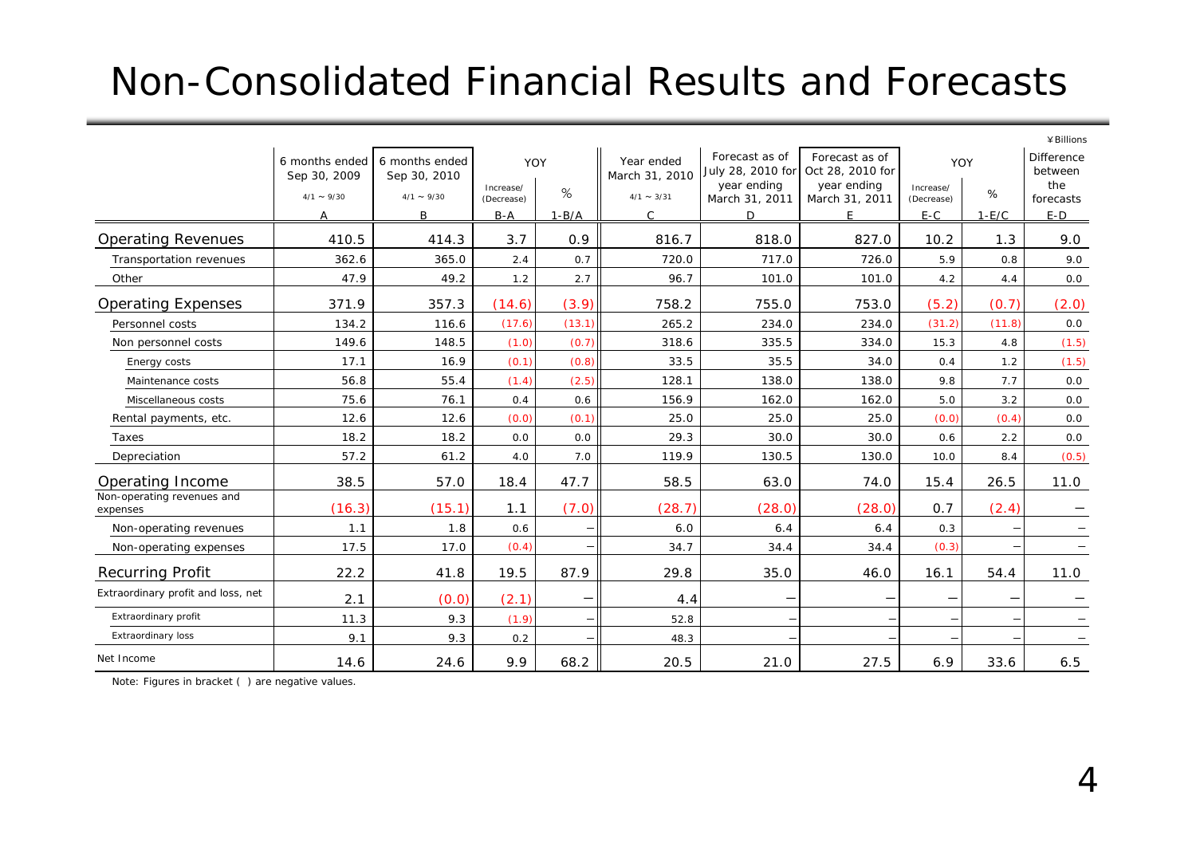# Non-Consolidated Financial Results and Forecasts

¥Billions

| | 6 months ended Sep 30, 2009 4/1 ~ 9/30 | 6 months ended Sep 30, 2010 4/1 ~ 9/30 | YOY Increase/ (Decrease) | YOY % | Year ended March 31, 2010 4/1 ~ 3/31 | Forecast as of July 28, 2010 for year ending March 31, 2011 | Forecast as of Oct 28, 2010 for year ending March 31, 2011 | YOY Increase/ (Decrease) | YOY % | Difference between the forecasts |
|---|---|---|---|---|---|---|---|---|---|---|
| | A | B | B-A | 1-B/A | C | D | E | E-C | 1-E/C | E-D |
| Operating Revenues | 410.5 | 414.3 | 3.7 | 0.9 | 816.7 | 818.0 | 827.0 | 10.2 | 1.3 | 9.0 |
| Transportation revenues | 362.6 | 365.0 | 2.4 | 0.7 | 720.0 | 717.0 | 726.0 | 5.9 | 0.8 | 9.0 |
| Other | 47.9 | 49.2 | 1.2 | 2.7 | 96.7 | 101.0 | 101.0 | 4.2 | 4.4 | 0.0 |
| Operating Expenses | 371.9 | 357.3 | (14.6) | (3.9) | 758.2 | 755.0 | 753.0 | (5.2) | (0.7) | (2.0) |
| Personnel costs | 134.2 | 116.6 | (17.6) | (13.1) | 265.2 | 234.0 | 234.0 | (31.2) | (11.8) | 0.0 |
| Non personnel costs | 149.6 | 148.5 | (1.0) | (0.7) | 318.6 | 335.5 | 334.0 | 15.3 | 4.8 | (1.5) |
| Energy costs | 17.1 | 16.9 | (0.1) | (0.8) | 33.5 | 35.5 | 34.0 | 0.4 | 1.2 | (1.5) |
| Maintenance costs | 56.8 | 55.4 | (1.4) | (2.5) | 128.1 | 138.0 | 138.0 | 9.8 | 7.7 | 0.0 |
| Miscellaneous costs | 75.6 | 76.1 | 0.4 | 0.6 | 156.9 | 162.0 | 162.0 | 5.0 | 3.2 | 0.0 |
| Rental payments, etc. | 12.6 | 12.6 | (0.0) | (0.1) | 25.0 | 25.0 | 25.0 | (0.0) | (0.4) | 0.0 |
| Taxes | 18.2 | 18.2 | 0.0 | 0.0 | 29.3 | 30.0 | 30.0 | 0.6 | 2.2 | 0.0 |
| Depreciation | 57.2 | 61.2 | 4.0 | 7.0 | 119.9 | 130.5 | 130.0 | 10.0 | 8.4 | (0.5) |
| Operating Income | 38.5 | 57.0 | 18.4 | 47.7 | 58.5 | 63.0 | 74.0 | 15.4 | 26.5 | 11.0 |
| Non-operating revenues and expenses | (16.3) | (15.1) | 1.1 | (7.0) | (28.7) | (28.0) | (28.0) | 0.7 | (2.4) | － |
| Non-operating revenues | 1.1 | 1.8 | 0.6 | － | 6.0 | 6.4 | 6.4 | 0.3 | － | － |
| Non-operating expenses | 17.5 | 17.0 | (0.4) | － | 34.7 | 34.4 | 34.4 | (0.3) | － | － |
| Recurring Profit | 22.2 | 41.8 | 19.5 | 87.9 | 29.8 | 35.0 | 46.0 | 16.1 | 54.4 | 11.0 |
| Extraordinary profit and loss, net | 2.1 | (0.0) | (2.1) | － | 4.4 | － | － | － | － | － |
| Extraordinary profit | 11.3 | 9.3 | (1.9) | － | 52.8 | － | － | － | － | － |
| Extraordinary loss | 9.1 | 9.3 | 0.2 | － | 48.3 | － | － | － | － | － |
| Net Income | 14.6 | 24.6 | 9.9 | 68.2 | 20.5 | 21.0 | 27.5 | 6.9 | 33.6 | 6.5 |

Note: Figures in bracket ( ) are negative values.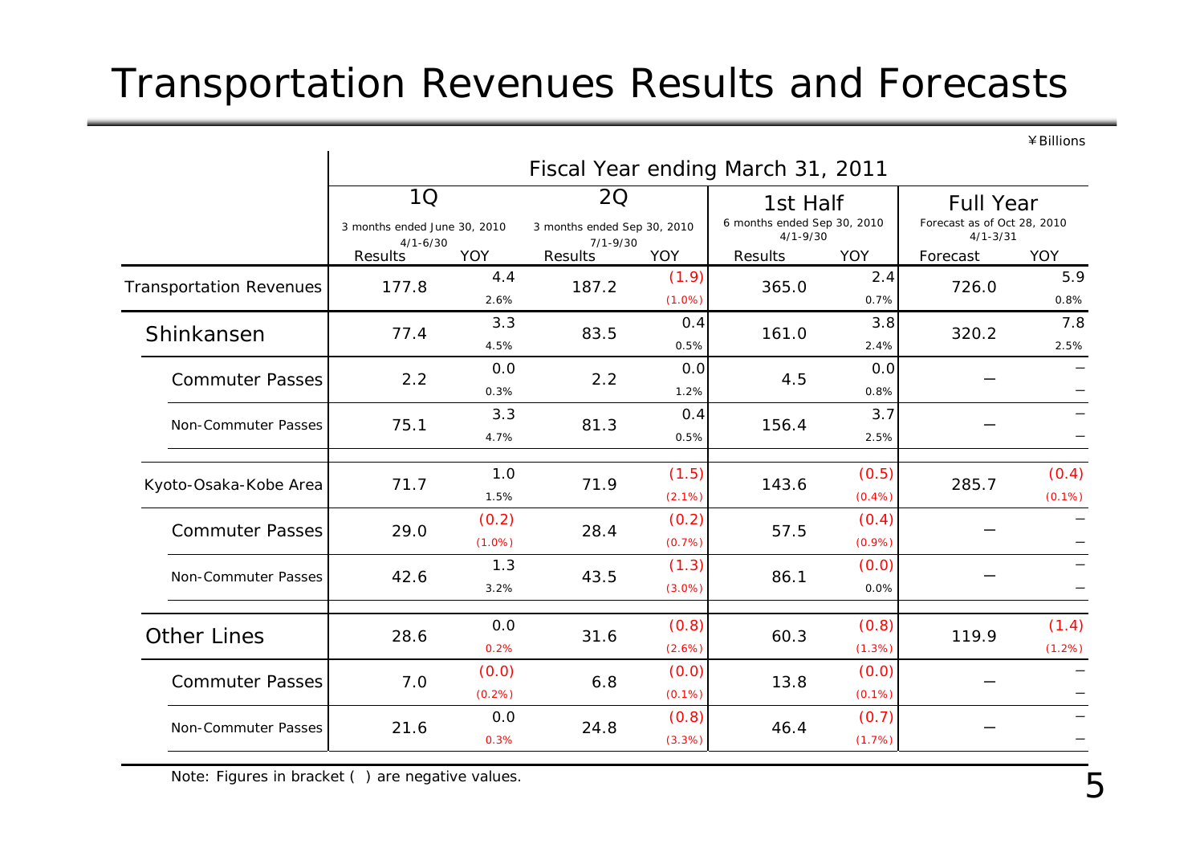# Transportation Revenues Results and Forecasts

¥Billions

| | Fiscal Year ending March 31, 2011 | | | | | | | |
|---|---|---|---|---|---|---|---|---|
| | 1Q | | 2Q | | 1st Half | | Full Year | |
| | 3 months ended June 30, 2010 4/1-6/30 | | 3 months ended Sep 30, 2010 7/1-9/30 | | 6 months ended Sep 30, 2010 4/1-9/30 | | Forecast as of Oct 28, 2010 4/1-3/31 | |
| | Results | YOY | Results | YOY | Results | YOY | Forecast | YOY |
| Transportation Revenues | 177.8 | 4.4 / 2.6% | 187.2 | (1.9) / (1.0%) | 365.0 | 2.4 / 0.7% | 726.0 | 5.9 / 0.8% |
| Shinkansen | 77.4 | 3.3 / 4.5% | 83.5 | 0.4 / 0.5% | 161.0 | 3.8 / 2.4% | 320.2 | 7.8 / 2.5% |
| Commuter Passes | 2.2 | 0.0 / 0.3% | 2.2 | 0.0 / 1.2% | 4.5 | 0.0 / 0.8% | – | – / – |
| Non-Commuter Passes | 75.1 | 3.3 / 4.7% | 81.3 | 0.4 / 0.5% | 156.4 | 3.7 / 2.5% | – | – / – |
| Kyoto-Osaka-Kobe Area | 71.7 | 1.0 / 1.5% | 71.9 | (1.5) / (2.1%) | 143.6 | (0.5) / (0.4%) | 285.7 | (0.4) / (0.1%) |
| Commuter Passes | 29.0 | (0.2) / (1.0%) | 28.4 | (0.2) / (0.7%) | 57.5 | (0.4) / (0.9%) | – | – / – |
| Non-Commuter Passes | 42.6 | 1.3 / 3.2% | 43.5 | (1.3) / (3.0%) | 86.1 | (0.0) / 0.0% | – | – / – |
| Other Lines | 28.6 | 0.0 / 0.2% | 31.6 | (0.8) / (2.6%) | 60.3 | (0.8) / (1.3%) | 119.9 | (1.4) / (1.2%) |
| Commuter Passes | 7.0 | (0.0) / (0.2%) | 6.8 | (0.0) / (0.1%) | 13.8 | (0.0) / (0.1%) | – | – / – |
| Non-Commuter Passes | 21.6 | 0.0 / 0.3% | 24.8 | (0.8) / (3.3%) | 46.4 | (0.7) / (1.7%) | – | – / – |

Note: Figures in bracket ( ) are negative values.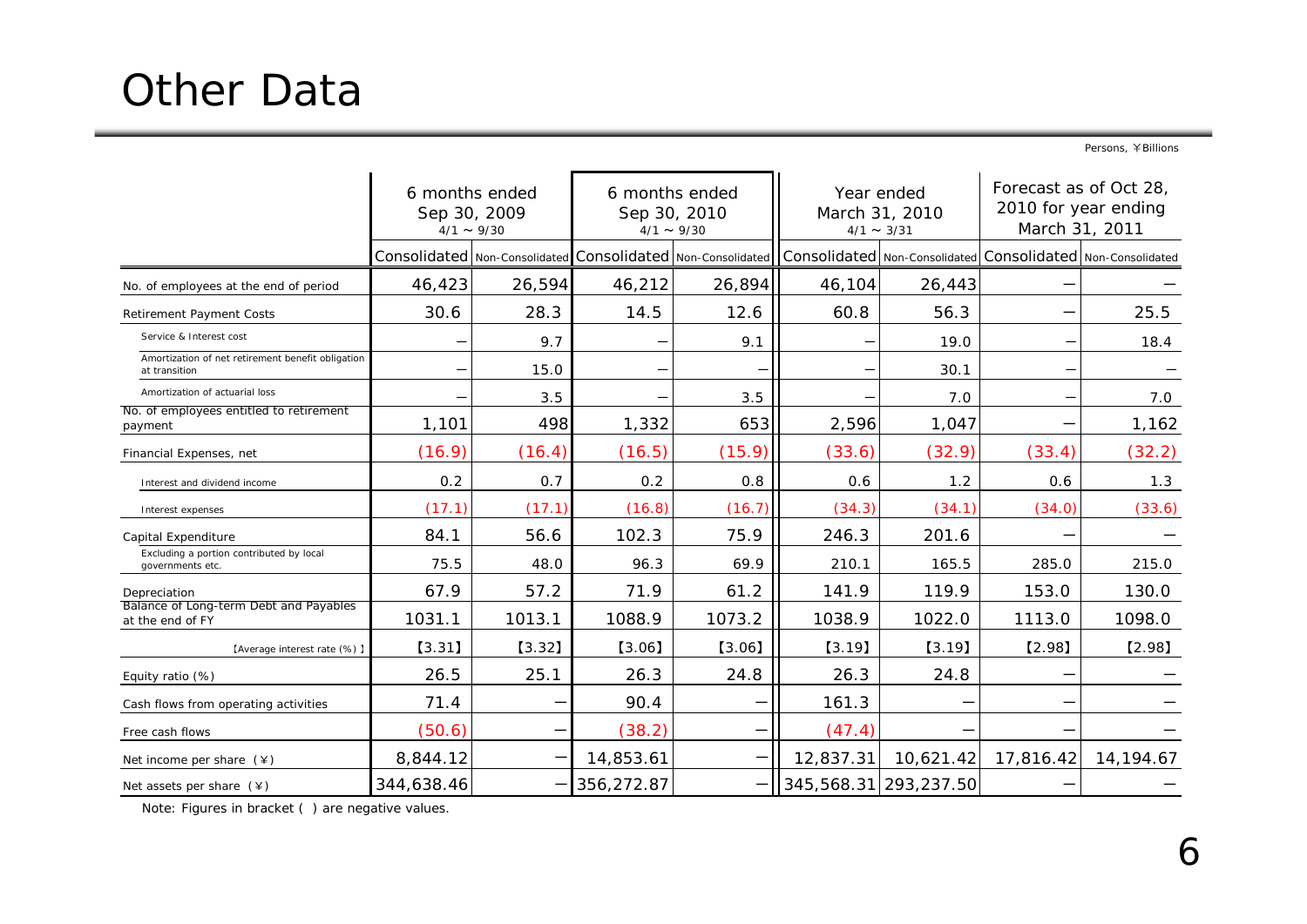# Other Data

Persons, ￥Billions

| | 6 months ended Sep 30, 2009 4/1 ~ 9/30 | | 6 months ended Sep 30, 2010 4/1 ~ 9/30 | | Year ended March 31, 2010 4/1 ~ 3/31 | | Forecast as of Oct 28, 2010 for year ending March 31, 2011 | |
|---|---|---|---|---|---|---|---|---|
| | Consolidated | Non-Consolidated | Consolidated | Non-Consolidated | Consolidated | Non-Consolidated | Consolidated | Non-Consolidated |
| No. of employees at the end of period | 46,423 | 26,594 | 46,212 | 26,894 | 46,104 | 26,443 | ― | ― |
| Retirement Payment Costs | 30.6 | 28.3 | 14.5 | 12.6 | 60.8 | 56.3 | ― | 25.5 |
| Service & Interest cost | ― | 9.7 | ― | 9.1 | ― | 19.0 | ― | 18.4 |
| Amortization of net retirement benefit obligation at transition | ― | 15.0 | ― | ― | ― | 30.1 | ― | ― |
| Amortization of actuarial loss | ― | 3.5 | ― | 3.5 | ― | 7.0 | ― | 7.0 |
| No. of employees entitled to retirement payment | 1,101 | 498 | 1,332 | 653 | 2,596 | 1,047 | ― | 1,162 |
| Financial Expenses, net | (16.9) | (16.4) | (16.5) | (15.9) | (33.6) | (32.9) | (33.4) | (32.2) |
| Interest and dividend income | 0.2 | 0.7 | 0.2 | 0.8 | 0.6 | 1.2 | 0.6 | 1.3 |
| Interest expenses | (17.1) | (17.1) | (16.8) | (16.7) | (34.3) | (34.1) | (34.0) | (33.6) |
| Capital Expenditure | 84.1 | 56.6 | 102.3 | 75.9 | 246.3 | 201.6 | ― | ― |
| Excluding a portion contributed by local governments etc. | 75.5 | 48.0 | 96.3 | 69.9 | 210.1 | 165.5 | 285.0 | 215.0 |
| Depreciation | 67.9 | 57.2 | 71.9 | 61.2 | 141.9 | 119.9 | 153.0 | 130.0 |
| Balance of Long-term Debt and Payables at the end of FY | 1031.1 | 1013.1 | 1088.9 | 1073.2 | 1038.9 | 1022.0 | 1113.0 | 1098.0 |
| 【Average interest rate (%)】 | 【3.31】 | 【3.32】 | 【3.06】 | 【3.06】 | 【3.19】 | 【3.19】 | 【2.98】 | 【2.98】 |
| Equity ratio (%) | 26.5 | 25.1 | 26.3 | 24.8 | 26.3 | 24.8 | ― | ― |
| Cash flows from operating activities | 71.4 | ― | 90.4 | ― | 161.3 | ― | ― | ― |
| Free cash flows | (50.6) | ― | (38.2) | ― | (47.4) | ― | ― | ― |
| Net income per share (￥) | 8,844.12 | ― | 14,853.61 | ― | 12,837.31 | 10,621.42 | 17,816.42 | 14,194.67 |
| Net assets per share (￥) | 344,638.46 | ― | 356,272.87 | ― | 345,568.31 | 293,237.50 | ― | ― |

Note: Figures in bracket ( ) are negative values.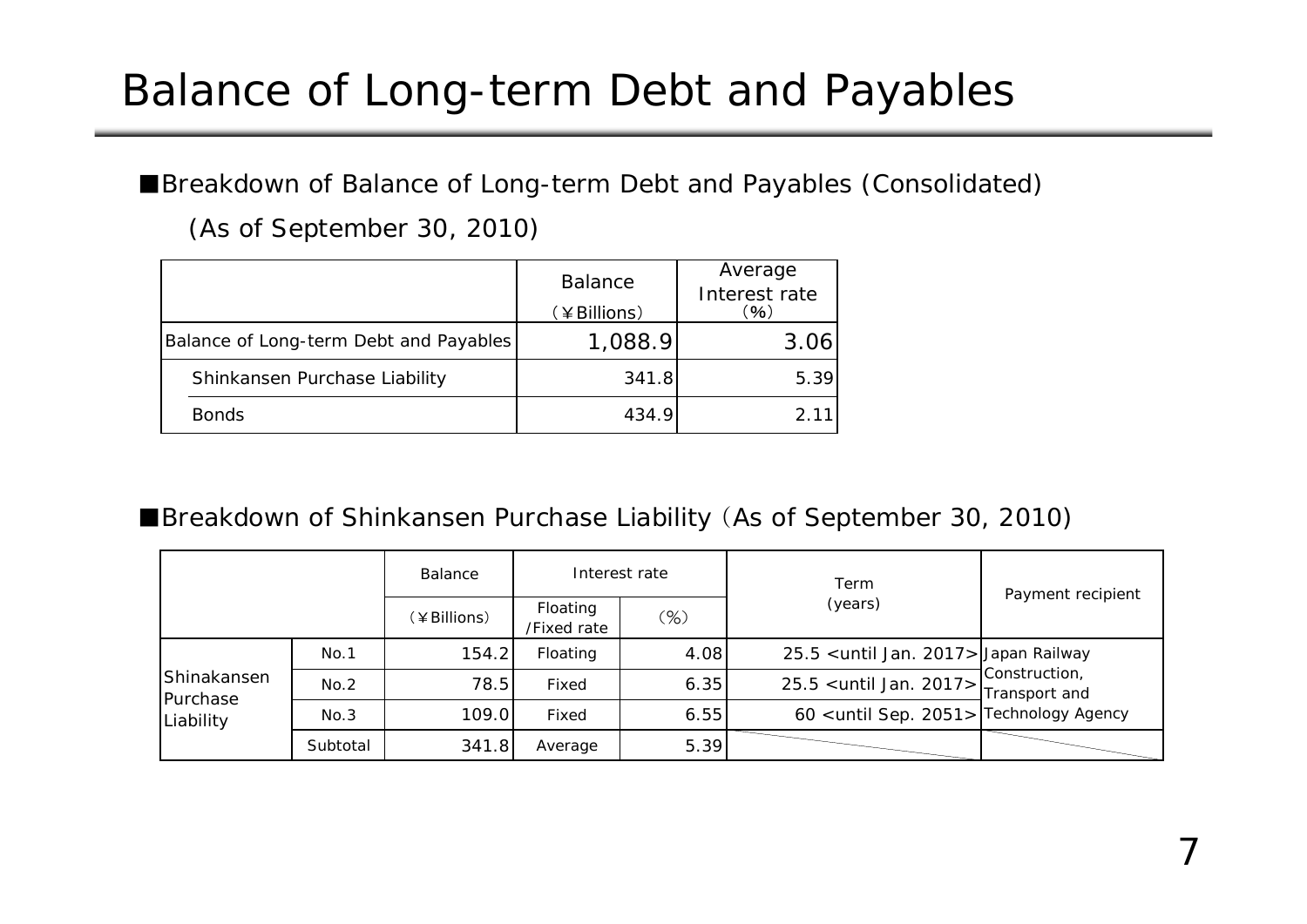# Balance of Long-term Debt and Payables

■Breakdown of Balance of Long-term Debt and Payables (Consolidated)

(As of September 30, 2010)

| | Balance (¥Billions) | Average Interest rate (%) |
|---|---|---|
| Balance of Long-term Debt and Payables | 1,088.9 | 3.06 |
| Shinkansen Purchase Liability | 341.8 | 5.39 |
| Bonds | 434.9 | 2.11 |

■Breakdown of Shinkansen Purchase Liability (As of September 30, 2010)

| | | Balance | Interest rate | | Term (years) | Payment recipient |
|---|---|---|---|---|---|---|
| | | (¥Billions) | Floating /Fixed rate | (%) | | |
| Shinkansen Purchase Liability | No.1 | 154.2 | Floating | 4.08 | 25.5 <until Jan. 2017> | Japan Railway Construction, Transport and Technology Agency |
| | No.2 | 78.5 | Fixed | 6.35 | 25.5 <until Jan. 2017> | |
| | No.3 | 109.0 | Fixed | 6.55 | 60 <until Sep. 2051> | |
| | Subtotal | 341.8 | Average | 5.39 | | |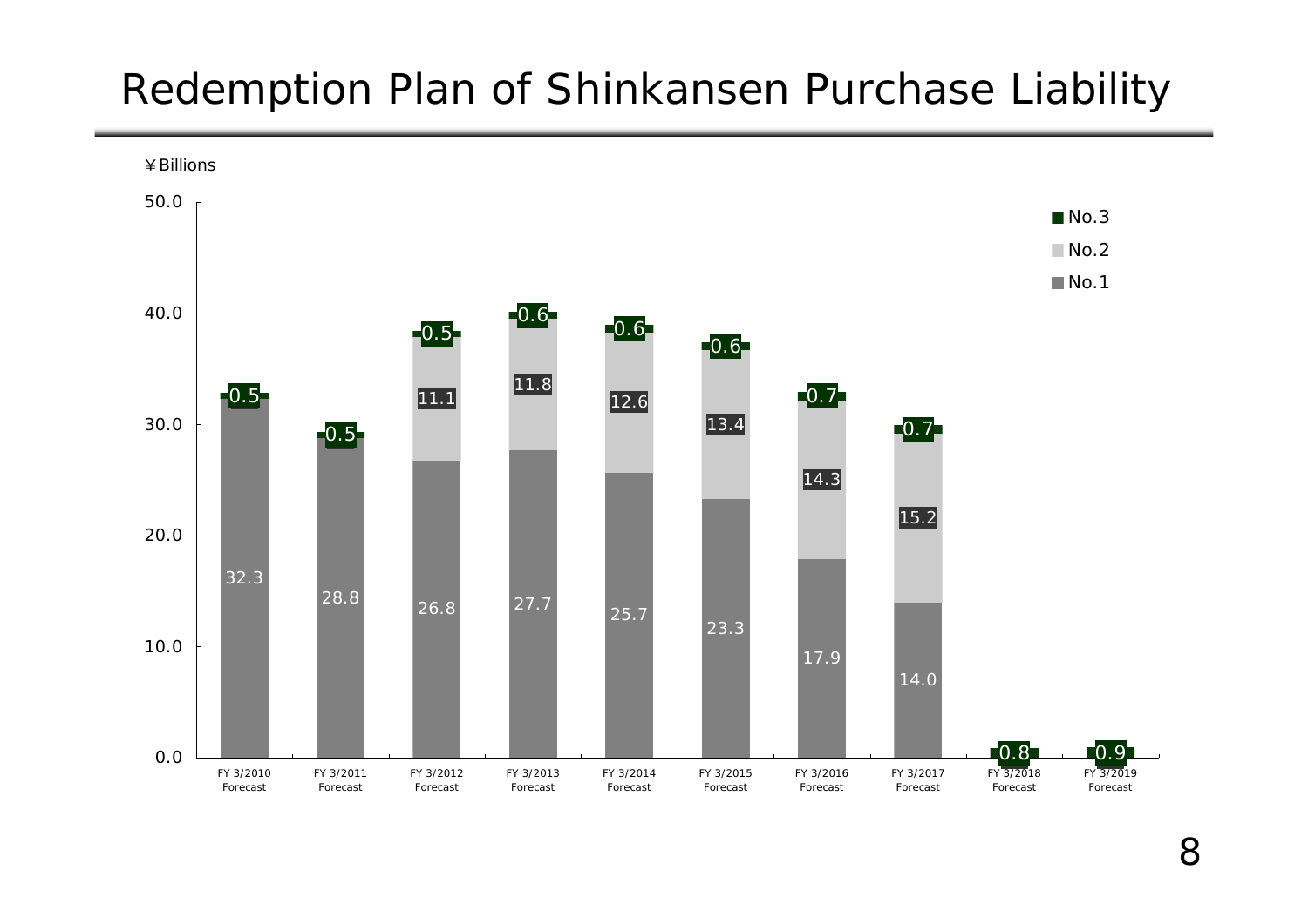# Redemption Plan of Shinkansen Purchase Liability

¥Billions

| | FY 3/2010 Forecast | FY 3/2011 Forecast | FY 3/2012 Forecast | FY 3/2013 Forecast | FY 3/2014 Forecast | FY 3/2015 Forecast | FY 3/2016 Forecast | FY 3/2017 Forecast | FY 3/2018 Forecast | FY 3/2019 Forecast |
|---|---|---|---|---|---|---|---|---|---|---|
| No.3 | 0.5 | 0.5 | 0.5 | 0.6 | 0.6 | 0.6 | 0.7 | 0.7 | 0.8 | 0.9 |
| No.2 | | | 11.1 | 11.8 | 12.6 | 13.4 | 14.3 | 15.2 | | |
| No.1 | 32.3 | 28.8 | 26.8 | 27.7 | 25.7 | 23.3 | 17.9 | 14.0 | | |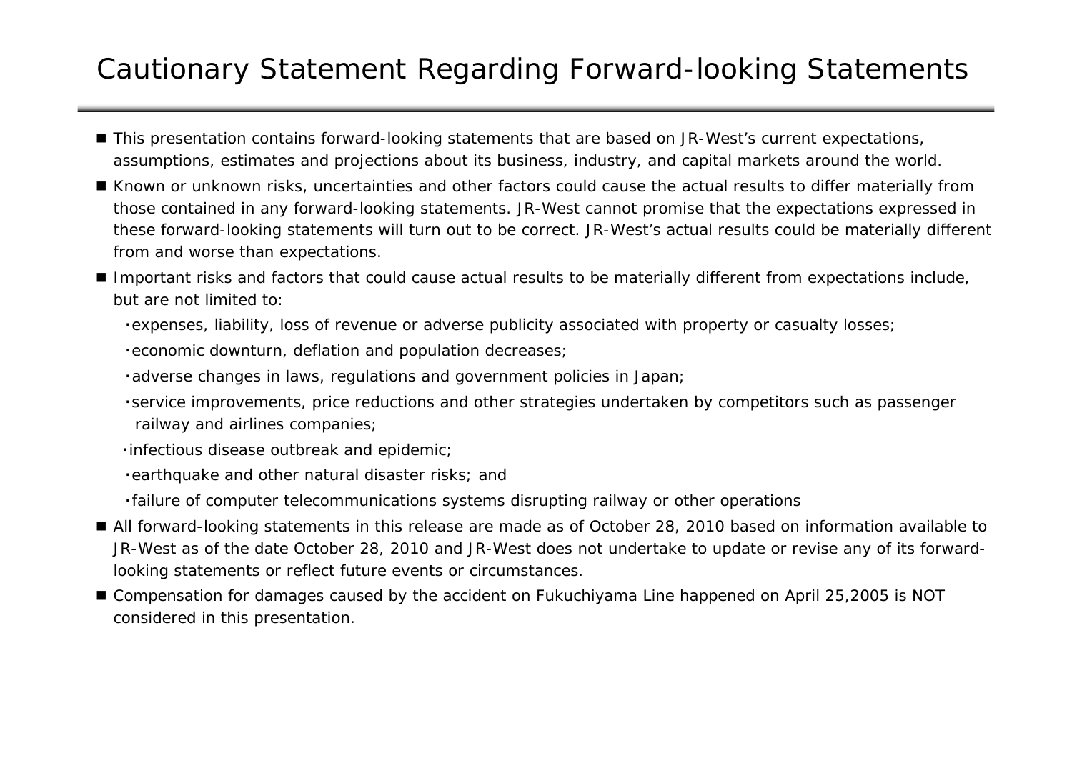# Cautionary Statement Regarding Forward-looking Statements

- This presentation contains forward-looking statements that are based on JR-West's current expectations, assumptions, estimates and projections about its business, industry, and capital markets around the world.
- Known or unknown risks, uncertainties and other factors could cause the actual results to differ materially from those contained in any forward-looking statements. JR-West cannot promise that the expectations expressed in these forward-looking statements will turn out to be correct. JR-West's actual results could be materially different from and worse than expectations.
- Important risks and factors that could cause actual results to be materially different from expectations include, but are not limited to:
  - ･expenses, liability, loss of revenue or adverse publicity associated with property or casualty losses;
  - ･economic downturn, deflation and population decreases;
  - ･adverse changes in laws, regulations and government policies in Japan;
  - ･service improvements, price reductions and other strategies undertaken by competitors such as passenger railway and airlines companies;
  - ･infectious disease outbreak and epidemic;
  - ･earthquake and other natural disaster risks; and
  - ･failure of computer telecommunications systems disrupting railway or other operations
- All forward-looking statements in this release are made as of October 28, 2010 based on information available to JR-West as of the date October 28, 2010 and JR-West does not undertake to update or revise any of its forward-looking statements or reflect future events or circumstances.
- Compensation for damages caused by the accident on Fukuchiyama Line happened on April 25,2005 is NOT considered in this presentation.